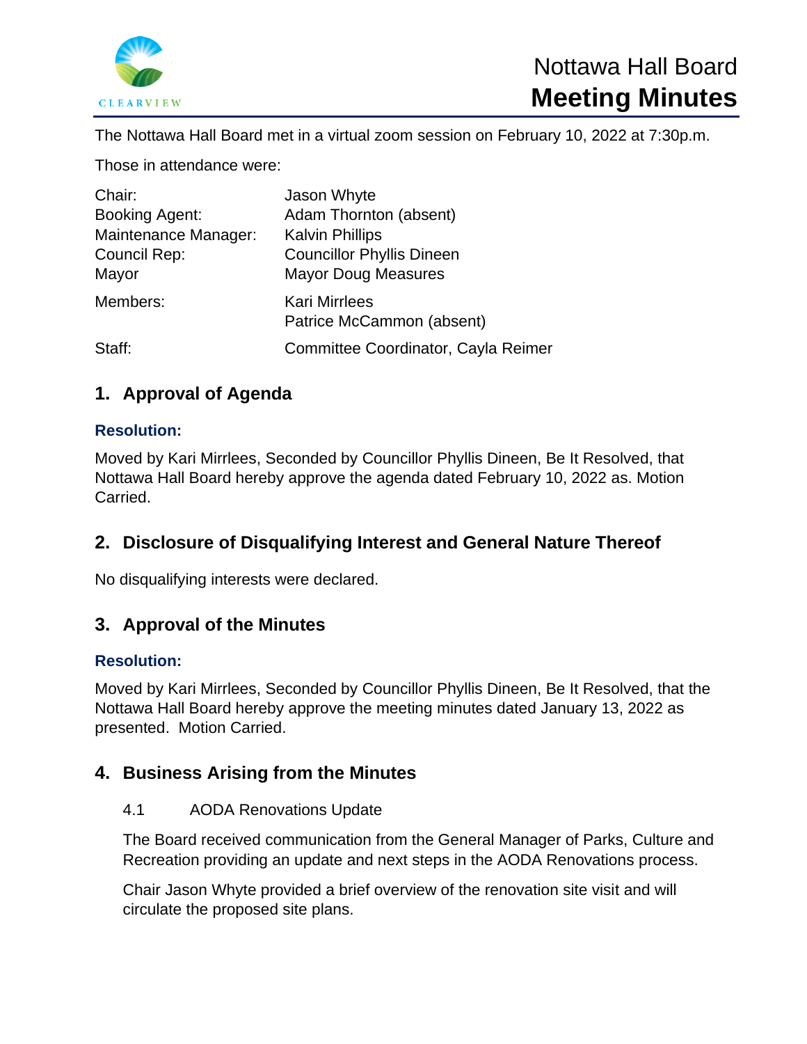# Nottawa Hall Board
# **Meeting Minutes**

The Nottawa Hall Board met in a virtual zoom session on February 10, 2022 at 7:30p.m.

Those in attendance were:

| | |
|---|---|
| Chair: | Jason Whyte |
| Booking Agent: | Adam Thornton (absent) |
| Maintenance Manager: | Kalvin Phillips |
| Council Rep: | Councillor Phyllis Dineen |
| Mayor | Mayor Doug Measures |
| Members: | Kari Mirrlees<br>Patrice McCammon (absent) |
| Staff: | Committee Coordinator, Cayla Reimer |

## 1. Approval of Agenda

### Resolution:

Moved by Kari Mirrlees, Seconded by Councillor Phyllis Dineen, Be It Resolved, that Nottawa Hall Board hereby approve the agenda dated February 10, 2022 as. Motion Carried.

## 2. Disclosure of Disqualifying Interest and General Nature Thereof

No disqualifying interests were declared.

## 3. Approval of the Minutes

### Resolution:

Moved by Kari Mirrlees, Seconded by Councillor Phyllis Dineen, Be It Resolved, that the Nottawa Hall Board hereby approve the meeting minutes dated January 13, 2022 as presented. Motion Carried.

## 4. Business Arising from the Minutes

4.1 AODA Renovations Update

The Board received communication from the General Manager of Parks, Culture and Recreation providing an update and next steps in the AODA Renovations process.

Chair Jason Whyte provided a brief overview of the renovation site visit and will circulate the proposed site plans.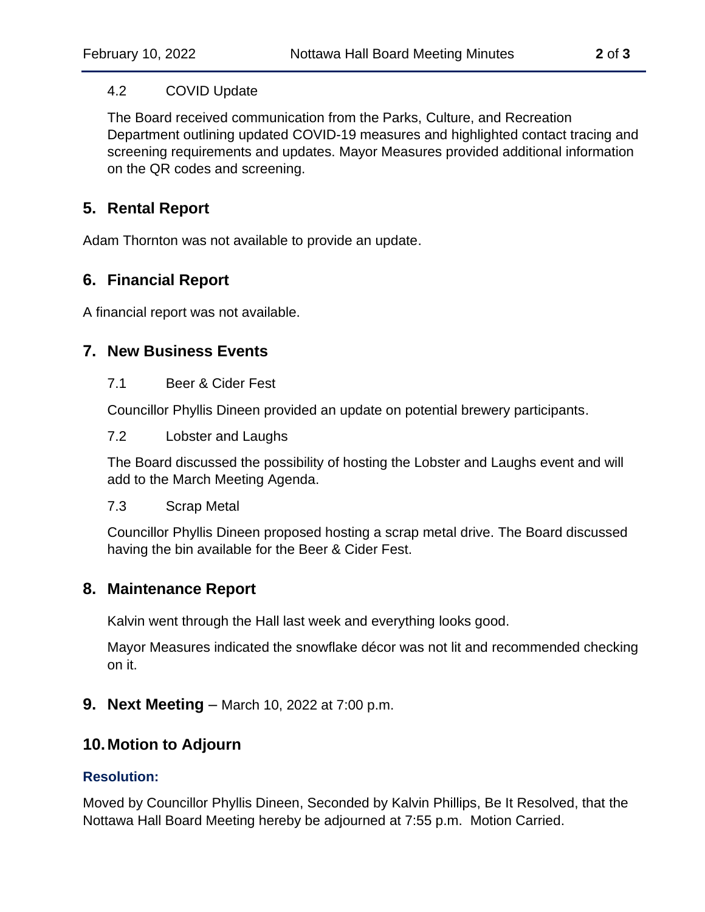### 4.2 COVID Update

The Board received communication from the Parks, Culture, and Recreation Department outlining updated COVID-19 measures and highlighted contact tracing and screening requirements and updates. Mayor Measures provided additional information on the QR codes and screening.

## 5. Rental Report

Adam Thornton was not available to provide an update.

## 6. Financial Report

A financial report was not available.

## 7. New Business Events

### 7.1 Beer & Cider Fest

Councillor Phyllis Dineen provided an update on potential brewery participants.

### 7.2 Lobster and Laughs

The Board discussed the possibility of hosting the Lobster and Laughs event and will add to the March Meeting Agenda.

### 7.3 Scrap Metal

Councillor Phyllis Dineen proposed hosting a scrap metal drive. The Board discussed having the bin available for the Beer & Cider Fest.

## 8. Maintenance Report

Kalvin went through the Hall last week and everything looks good.

Mayor Measures indicated the snowflake décor was not lit and recommended checking on it.

## 9. Next Meeting – March 10, 2022 at 7:00 p.m.

## 10. Motion to Adjourn

**Resolution:**

Moved by Councillor Phyllis Dineen, Seconded by Kalvin Phillips, Be It Resolved, that the Nottawa Hall Board Meeting hereby be adjourned at 7:55 p.m. Motion Carried.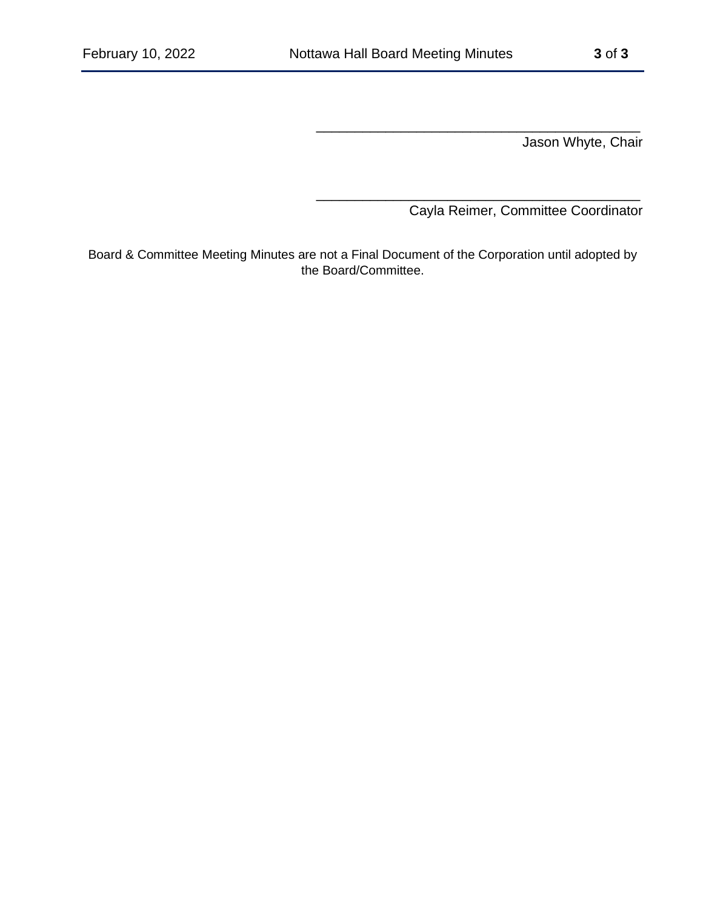\_\_\_\_\_\_\_\_\_\_\_\_\_\_\_\_\_\_\_\_\_\_\_\_\_\_\_\_\_\_\_\_\_\_\_\_\_\_\_\_\_\_

Jason Whyte, Chair

\_\_\_\_\_\_\_\_\_\_\_\_\_\_\_\_\_\_\_\_\_\_\_\_\_\_\_\_\_\_\_\_\_\_\_\_\_\_\_\_\_\_

Cayla Reimer, Committee Coordinator

Board & Committee Meeting Minutes are not a Final Document of the Corporation until adopted by the Board/Committee.